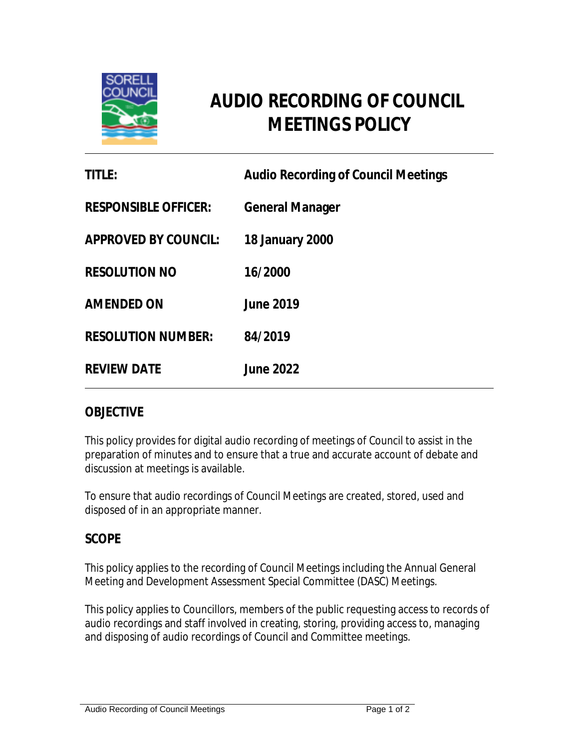# AUDIO RECORDING OF COUNCIL MEETINGS POLICY

| | |
|---|---|
| **TITLE:** | **Audio Recording of Council Meetings** |
| **RESPONSIBLE OFFICER:** | **General Manager** |
| **APPROVED BY COUNCIL:** | **18 January 2000** |
| **RESOLUTION NO** | **16/2000** |
| **AMENDED ON** | **June 2019** |
| **RESOLUTION NUMBER:** | **84/2019** |
| **REVIEW DATE** | **June 2022** |

## OBJECTIVE

This policy provides for digital audio recording of meetings of Council to assist in the preparation of minutes and to ensure that a true and accurate account of debate and discussion at meetings is available.

To ensure that audio recordings of Council Meetings are created, stored, used and disposed of in an appropriate manner.

## SCOPE

This policy applies to the recording of Council Meetings including the Annual General Meeting and Development Assessment Special Committee (DASC) Meetings.

This policy applies to Councillors, members of the public requesting access to records of audio recordings and staff involved in creating, storing, providing access to, managing and disposing of audio recordings of Council and Committee meetings.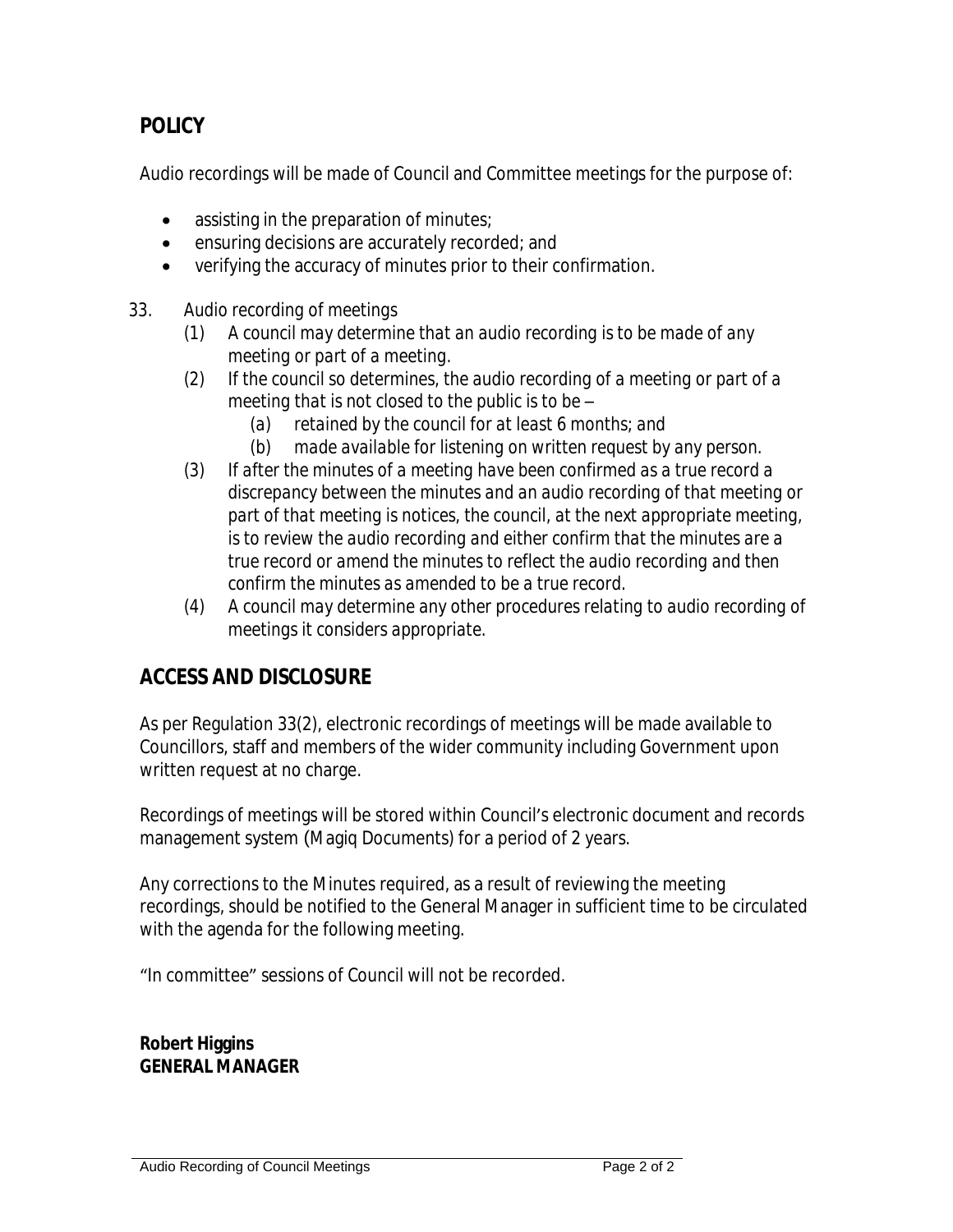## POLICY

Audio recordings will be made of Council and Committee meetings for the purpose of:

- assisting in the preparation of minutes;
- ensuring decisions are accurately recorded; and
- verifying the accuracy of minutes prior to their confirmation.

33. Audio recording of meetings
    - *(1) A council may determine that an audio recording is to be made of any meeting or part of a meeting.*
    - *(2) If the council so determines, the audio recording of a meeting or part of a meeting that is not closed to the public is to be –*
        - *(a) retained by the council for at least 6 months; and*
        - *(b) made available for listening on written request by any person.*
    - *(3) If after the minutes of a meeting have been confirmed as a true record a discrepancy between the minutes and an audio recording of that meeting or part of that meeting is notices, the council, at the next appropriate meeting, is to review the audio recording and either confirm that the minutes are a true record or amend the minutes to reflect the audio recording and then confirm the minutes as amended to be a true record.*
    - *(4) A council may determine any other procedures relating to audio recording of meetings it considers appropriate.*

## ACCESS AND DISCLOSURE

As per Regulation 33(2), electronic recordings of meetings will be made available to Councillors, staff and members of the wider community including Government upon written request at no charge.

Recordings of meetings will be stored within Council's electronic document and records management system (Magiq Documents) for a period of 2 years.

Any corrections to the Minutes required, as a result of reviewing the meeting recordings, should be notified to the General Manager in sufficient time to be circulated with the agenda for the following meeting.

"In committee" sessions of Council will not be recorded.

**Robert Higgins**
**GENERAL MANAGER**